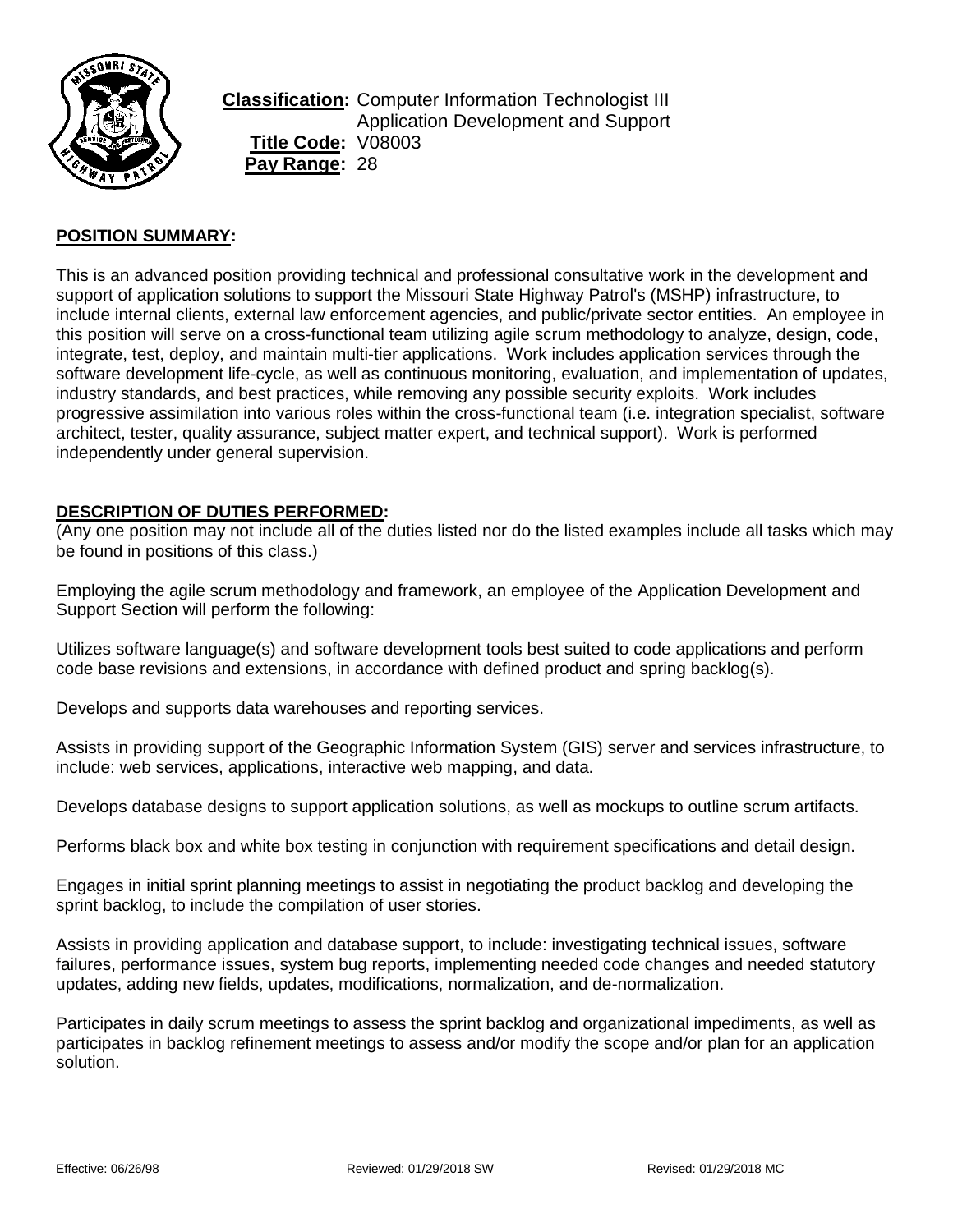**Classification:** Computer Information Technologist III
Application Development and Support
**Title Code:** V08003
**Pay Range:** 28

## POSITION SUMMARY:

This is an advanced position providing technical and professional consultative work in the development and support of application solutions to support the Missouri State Highway Patrol's (MSHP) infrastructure, to include internal clients, external law enforcement agencies, and public/private sector entities. An employee in this position will serve on a cross-functional team utilizing agile scrum methodology to analyze, design, code, integrate, test, deploy, and maintain multi-tier applications. Work includes application services through the software development life-cycle, as well as continuous monitoring, evaluation, and implementation of updates, industry standards, and best practices, while removing any possible security exploits. Work includes progressive assimilation into various roles within the cross-functional team (i.e. integration specialist, software architect, tester, quality assurance, subject matter expert, and technical support). Work is performed independently under general supervision.

## DESCRIPTION OF DUTIES PERFORMED:

(Any one position may not include all of the duties listed nor do the listed examples include all tasks which may be found in positions of this class.)

Employing the agile scrum methodology and framework, an employee of the Application Development and Support Section will perform the following:

Utilizes software language(s) and software development tools best suited to code applications and perform code base revisions and extensions, in accordance with defined product and spring backlog(s).

Develops and supports data warehouses and reporting services.

Assists in providing support of the Geographic Information System (GIS) server and services infrastructure, to include: web services, applications, interactive web mapping, and data.

Develops database designs to support application solutions, as well as mockups to outline scrum artifacts.

Performs black box and white box testing in conjunction with requirement specifications and detail design.

Engages in initial sprint planning meetings to assist in negotiating the product backlog and developing the sprint backlog, to include the compilation of user stories.

Assists in providing application and database support, to include: investigating technical issues, software failures, performance issues, system bug reports, implementing needed code changes and needed statutory updates, adding new fields, updates, modifications, normalization, and de-normalization.

Participates in daily scrum meetings to assess the sprint backlog and organizational impediments, as well as participates in backlog refinement meetings to assess and/or modify the scope and/or plan for an application solution.

Effective: 06/26/98 Reviewed: 01/29/2018 SW Revised: 01/29/2018 MC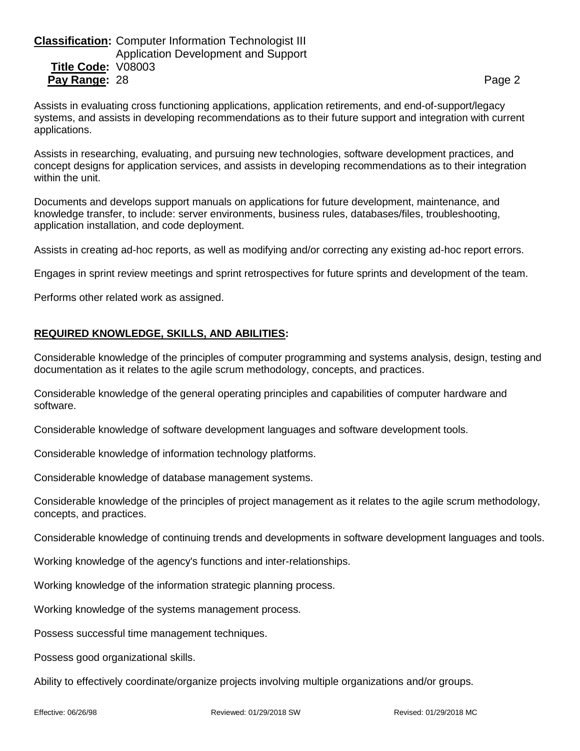Assists in evaluating cross functioning applications, application retirements, and end-of-support/legacy systems, and assists in developing recommendations as to their future support and integration with current applications.

Assists in researching, evaluating, and pursuing new technologies, software development practices, and concept designs for application services, and assists in developing recommendations as to their integration within the unit.

Documents and develops support manuals on applications for future development, maintenance, and knowledge transfer, to include: server environments, business rules, databases/files, troubleshooting, application installation, and code deployment.

Assists in creating ad-hoc reports, as well as modifying and/or correcting any existing ad-hoc report errors.

Engages in sprint review meetings and sprint retrospectives for future sprints and development of the team.

Performs other related work as assigned.

## REQUIRED KNOWLEDGE, SKILLS, AND ABILITIES:

Considerable knowledge of the principles of computer programming and systems analysis, design, testing and documentation as it relates to the agile scrum methodology, concepts, and practices.

Considerable knowledge of the general operating principles and capabilities of computer hardware and software.

Considerable knowledge of software development languages and software development tools.

Considerable knowledge of information technology platforms.

Considerable knowledge of database management systems.

Considerable knowledge of the principles of project management as it relates to the agile scrum methodology, concepts, and practices.

Considerable knowledge of continuing trends and developments in software development languages and tools.

Working knowledge of the agency's functions and inter-relationships.

Working knowledge of the information strategic planning process.

Working knowledge of the systems management process.

Possess successful time management techniques.

Possess good organizational skills.

Ability to effectively coordinate/organize projects involving multiple organizations and/or groups.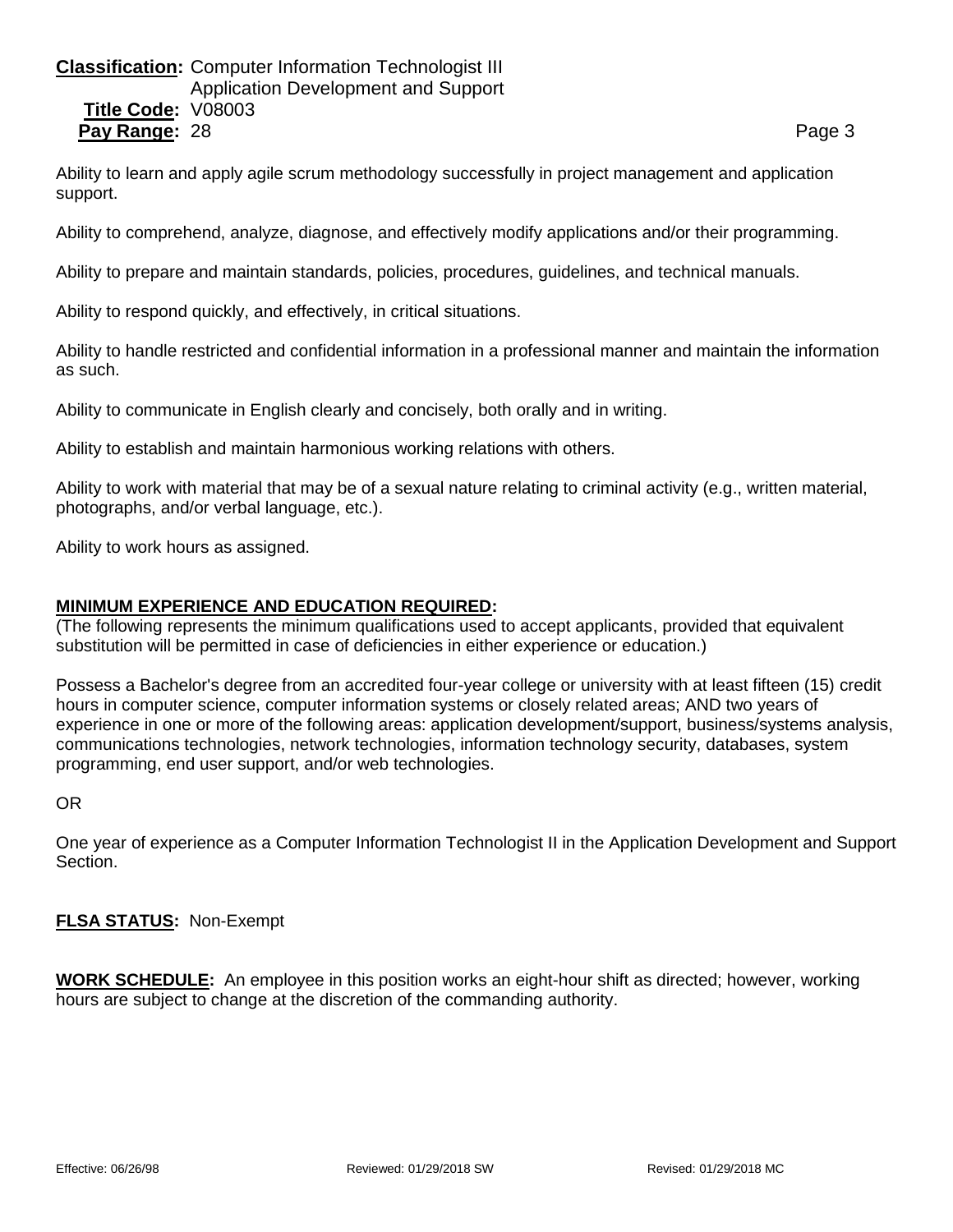Ability to learn and apply agile scrum methodology successfully in project management and application support.

Ability to comprehend, analyze, diagnose, and effectively modify applications and/or their programming.

Ability to prepare and maintain standards, policies, procedures, guidelines, and technical manuals.

Ability to respond quickly, and effectively, in critical situations.

Ability to handle restricted and confidential information in a professional manner and maintain the information as such.

Ability to communicate in English clearly and concisely, both orally and in writing.

Ability to establish and maintain harmonious working relations with others.

Ability to work with material that may be of a sexual nature relating to criminal activity (e.g., written material, photographs, and/or verbal language, etc.).

Ability to work hours as assigned.

**MINIMUM EXPERIENCE AND EDUCATION REQUIRED:**
(The following represents the minimum qualifications used to accept applicants, provided that equivalent substitution will be permitted in case of deficiencies in either experience or education.)

Possess a Bachelor's degree from an accredited four-year college or university with at least fifteen (15) credit hours in computer science, computer information systems or closely related areas; AND two years of experience in one or more of the following areas: application development/support, business/systems analysis, communications technologies, network technologies, information technology security, databases, system programming, end user support, and/or web technologies.

OR

One year of experience as a Computer Information Technologist II in the Application Development and Support Section.

**FLSA STATUS:** Non-Exempt

**WORK SCHEDULE:** An employee in this position works an eight-hour shift as directed; however, working hours are subject to change at the discretion of the commanding authority.